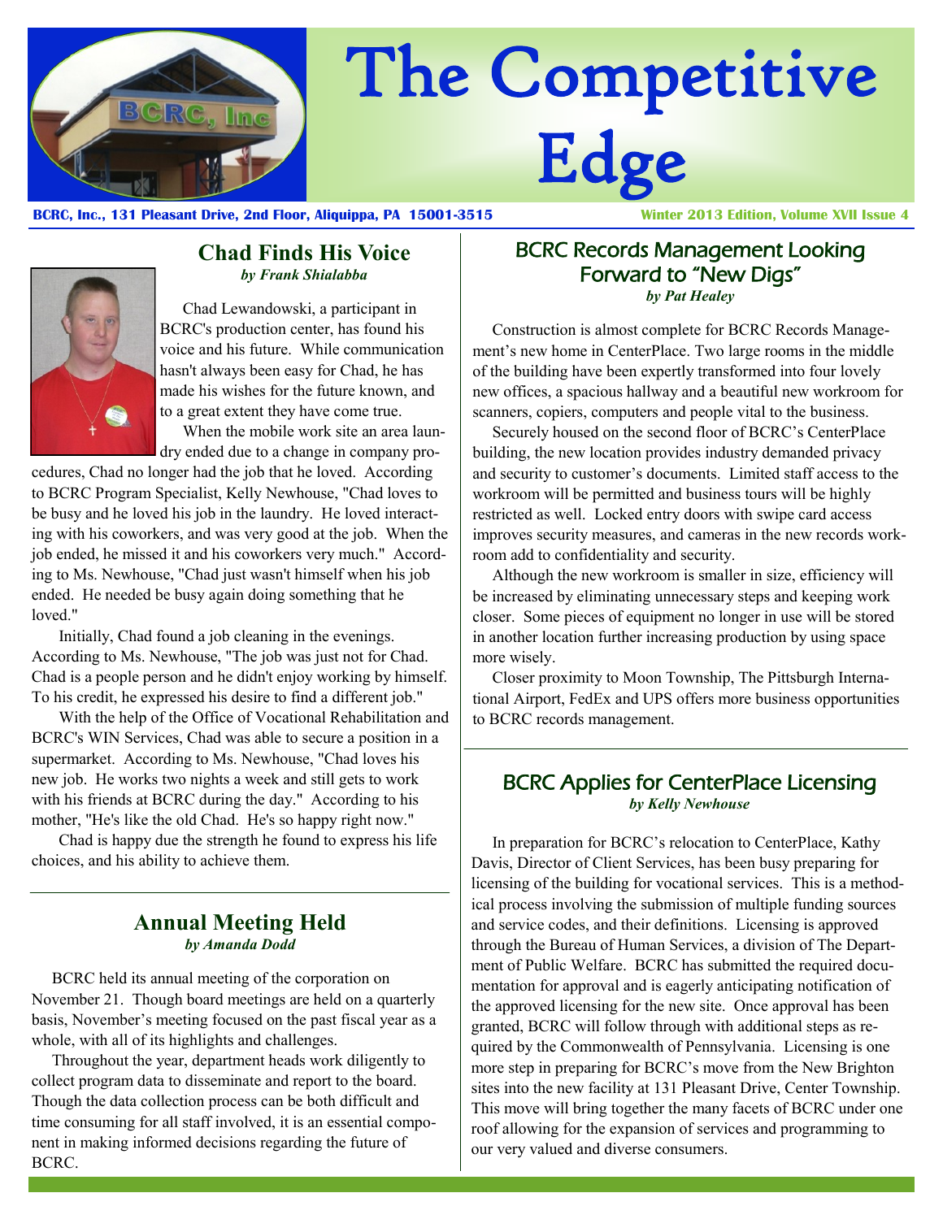# The Competitive Edge

**BCRC, Inc., 131 Pleasant Drive, 2nd Floor, Aliquippa, PA 15001-3515** — **Winter 2013 Edition, Volume XVII Issue 4**

## Chad Finds His Voice

*by Frank Shialabba*

Chad Lewandowski, a participant in BCRC's production center, has found his voice and his future. While communication hasn't always been easy for Chad, he has made his wishes for the future known, and to a great extent they have come true.

When the mobile work site an area laundry ended due to a change in company procedures, Chad no longer had the job that he loved. According to BCRC Program Specialist, Kelly Newhouse, "Chad loves to be busy and he loved his job in the laundry. He loved interacting with his coworkers, and was very good at the job. When the job ended, he missed it and his coworkers very much." According to Ms. Newhouse, "Chad just wasn't himself when his job ended. He needed be busy again doing something that he loved."

Initially, Chad found a job cleaning in the evenings. According to Ms. Newhouse, "The job was just not for Chad. Chad is a people person and he didn't enjoy working by himself. To his credit, he expressed his desire to find a different job."

With the help of the Office of Vocational Rehabilitation and BCRC's WIN Services, Chad was able to secure a position in a supermarket. According to Ms. Newhouse, "Chad loves his new job. He works two nights a week and still gets to work with his friends at BCRC during the day." According to his mother, "He's like the old Chad. He's so happy right now."

Chad is happy due the strength he found to express his life choices, and his ability to achieve them.

## Annual Meeting Held

*by Amanda Dodd*

BCRC held its annual meeting of the corporation on November 21. Though board meetings are held on a quarterly basis, November's meeting focused on the past fiscal year as a whole, with all of its highlights and challenges.

Throughout the year, department heads work diligently to collect program data to disseminate and report to the board. Though the data collection process can be both difficult and time consuming for all staff involved, it is an essential component in making informed decisions regarding the future of BCRC.

## BCRC Records Management Looking Forward to "New Digs"

*by Pat Healey*

Construction is almost complete for BCRC Records Management's new home in CenterPlace. Two large rooms in the middle of the building have been expertly transformed into four lovely new offices, a spacious hallway and a beautiful new workroom for scanners, copiers, computers and people vital to the business.

Securely housed on the second floor of BCRC's CenterPlace building, the new location provides industry demanded privacy and security to customer's documents. Limited staff access to the workroom will be permitted and business tours will be highly restricted as well. Locked entry doors with swipe card access improves security measures, and cameras in the new records workroom add to confidentiality and security.

Although the new workroom is smaller in size, efficiency will be increased by eliminating unnecessary steps and keeping work closer. Some pieces of equipment no longer in use will be stored in another location further increasing production by using space more wisely.

Closer proximity to Moon Township, The Pittsburgh International Airport, FedEx and UPS offers more business opportunities to BCRC records management.

## BCRC Applies for CenterPlace Licensing

*by Kelly Newhouse*

In preparation for BCRC's relocation to CenterPlace, Kathy Davis, Director of Client Services, has been busy preparing for licensing of the building for vocational services. This is a methodical process involving the submission of multiple funding sources and service codes, and their definitions. Licensing is approved through the Bureau of Human Services, a division of The Department of Public Welfare. BCRC has submitted the required documentation for approval and is eagerly anticipating notification of the approved licensing for the new site. Once approval has been granted, BCRC will follow through with additional steps as required by the Commonwealth of Pennsylvania. Licensing is one more step in preparing for BCRC's move from the New Brighton sites into the new facility at 131 Pleasant Drive, Center Township. This move will bring together the many facets of BCRC under one roof allowing for the expansion of services and programming to our very valued and diverse consumers.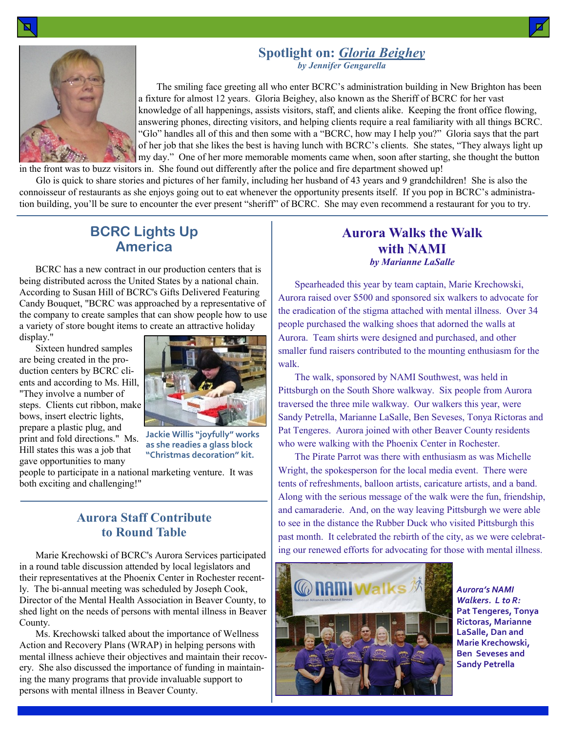## Spotlight on: *Gloria Beighey*

***by Jennifer Gengarella***

The smiling face greeting all who enter BCRC's administration building in New Brighton has been a fixture for almost 12 years. Gloria Beighey, also known as the Sheriff of BCRC for her vast knowledge of all happenings, assists visitors, staff, and clients alike. Keeping the front office flowing, answering phones, directing visitors, and helping clients require a real familiarity with all things BCRC. "Glo" handles all of this and then some with a "BCRC, how may I help you?" Gloria says that the part of her job that she likes the best is having lunch with BCRC's clients. She states, "They always light up my day." One of her more memorable moments came when, soon after starting, she thought the button in the front was to buzz visitors in. She found out differently after the police and fire department showed up!

Glo is quick to share stories and pictures of her family, including her husband of 43 years and 9 grandchildren! She is also the connoisseur of restaurants as she enjoys going out to eat whenever the opportunity presents itself. If you pop in BCRC's administration building, you'll be sure to encounter the ever present "sheriff" of BCRC. She may even recommend a restaurant for you to try.

## BCRC Lights Up America

BCRC has a new contract in our production centers that is being distributed across the United States by a national chain. According to Susan Hill of BCRC's Gifts Delivered Featuring Candy Bouquet, "BCRC was approached by a representative of the company to create samples that can show people how to use a variety of store bought items to create an attractive holiday display."

Sixteen hundred samples are being created in the production centers by BCRC clients and according to Ms. Hill, "They involve a number of steps. Clients cut ribbon, make bows, insert electric lights, prepare a plastic plug, and print and fold directions." Ms. Hill states this was a job that gave opportunities to many people to participate in a national marketing venture. It was both exciting and challenging!"

**Jackie Willis "joyfully" works as she readies a glass block "Christmas decoration" kit.**

## Aurora Staff Contribute to Round Table

Marie Krechowski of BCRC's Aurora Services participated in a round table discussion attended by local legislators and their representatives at the Phoenix Center in Rochester recently. The bi-annual meeting was scheduled by Joseph Cook, Director of the Mental Health Association in Beaver County, to shed light on the needs of persons with mental illness in Beaver County.

Ms. Krechowski talked about the importance of Wellness Action and Recovery Plans (WRAP) in helping persons with mental illness achieve their objectives and maintain their recovery. She also discussed the importance of funding in maintaining the many programs that provide invaluable support to persons with mental illness in Beaver County.

## Aurora Walks the Walk with NAMI

***by Marianne LaSalle***

Spearheaded this year by team captain, Marie Krechowski, Aurora raised over $500 and sponsored six walkers to advocate for the eradication of the stigma attached with mental illness. Over 34 people purchased the walking shoes that adorned the walls at Aurora. Team shirts were designed and purchased, and other smaller fund raisers contributed to the mounting enthusiasm for the walk.

The walk, sponsored by NAMI Southwest, was held in Pittsburgh on the South Shore walkway. Six people from Aurora traversed the three mile walkway. Our walkers this year, were Sandy Petrella, Marianne LaSalle, Ben Seveses, Tonya Rictoras and Pat Tengeres. Aurora joined with other Beaver County residents who were walking with the Phoenix Center in Rochester.

The Pirate Parrot was there with enthusiasm as was Michelle Wright, the spokesperson for the local media event. There were tents of refreshments, balloon artists, caricature artists, and a band. Along with the serious message of the walk were the fun, friendship, and camaraderie. And, on the way leaving Pittsburgh we were able to see in the distance the Rubber Duck who visited Pittsburgh this past month. It celebrated the rebirth of the city, as we were celebrating our renewed efforts for advocating for those with mental illness.

***Aurora's NAMI Walkers. L to R:*** **Pat Tengeres, Tonya Rictoras, Marianne LaSalle, Dan and Marie Krechowski, Ben Seveses and Sandy Petrella**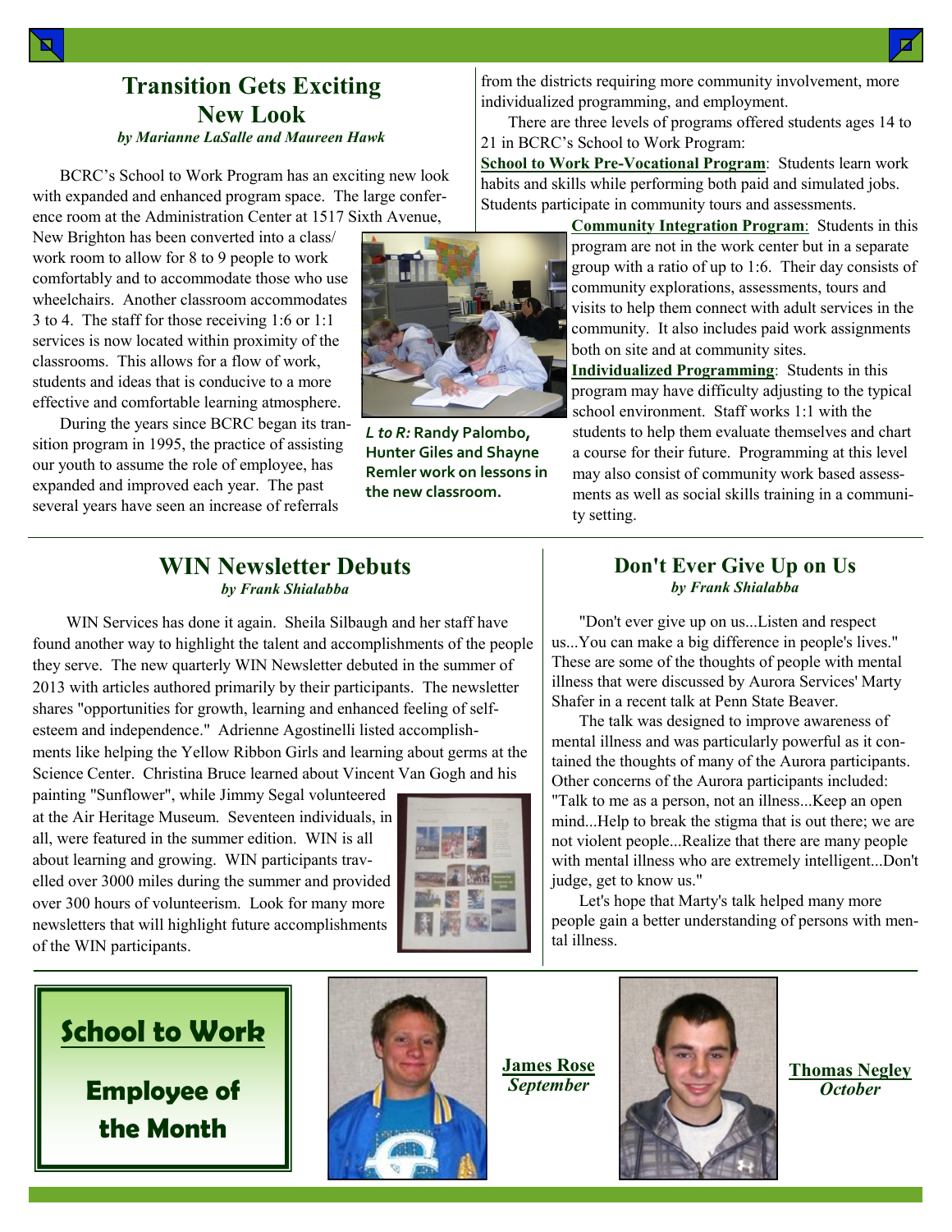## Transition Gets Exciting New Look

*by Marianne LaSalle and Maureen Hawk*

BCRC's School to Work Program has an exciting new look with expanded and enhanced program space. The large conference room at the Administration Center at 1517 Sixth Avenue, New Brighton has been converted into a class/work room to allow for 8 to 9 people to work comfortably and to accommodate those who use wheelchairs. Another classroom accommodates 3 to 4. The staff for those receiving 1:6 or 1:1 services is now located within proximity of the classrooms. This allows for a flow of work, students and ideas that is conducive to a more effective and comfortable learning atmosphere.

During the years since BCRC began its transition program in 1995, the practice of assisting our youth to assume the role of employee, has expanded and improved each year. The past several years have seen an increase of referrals from the districts requiring more community involvement, more individualized programming, and employment.

*L to R:* **Randy Palombo, Hunter Giles and Shayne Remler work on lessons in the new classroom.**

There are three levels of programs offered students ages 14 to 21 in BCRC's School to Work Program:

**School to Work Pre-Vocational Program**: Students learn work habits and skills while performing both paid and simulated jobs. Students participate in community tours and assessments.

**Community Integration Program**: Students in this program are not in the work center but in a separate group with a ratio of up to 1:6. Their day consists of community explorations, assessments, tours and visits to help them connect with adult services in the community. It also includes paid work assignments both on site and at community sites.

**Individualized Programming**: Students in this program may have difficulty adjusting to the typical school environment. Staff works 1:1 with the students to help them evaluate themselves and chart a course for their future. Programming at this level may also consist of community work based assessments as well as social skills training in a community setting.

## WIN Newsletter Debuts

*by Frank Shialabba*

WIN Services has done it again. Sheila Silbaugh and her staff have found another way to highlight the talent and accomplishments of the people they serve. The new quarterly WIN Newsletter debuted in the summer of 2013 with articles authored primarily by their participants. The newsletter shares "opportunities for growth, learning and enhanced feeling of self-esteem and independence." Adrienne Agostinelli listed accomplishments like helping the Yellow Ribbon Girls and learning about germs at the Science Center. Christina Bruce learned about Vincent Van Gogh and his painting "Sunflower", while Jimmy Segal volunteered at the Air Heritage Museum. Seventeen individuals, in all, were featured in the summer edition. WIN is all about learning and growing. WIN participants travelled over 3000 miles during the summer and provided over 300 hours of volunteerism. Look for many more newsletters that will highlight future accomplishments of the WIN participants.

## Don't Ever Give Up on Us

*by Frank Shialabba*

"Don't ever give up on us...Listen and respect us...You can make a big difference in people's lives." These are some of the thoughts of people with mental illness that were discussed by Aurora Services' Marty Shafer in a recent talk at Penn State Beaver.

The talk was designed to improve awareness of mental illness and was particularly powerful as it contained the thoughts of many of the Aurora participants. Other concerns of the Aurora participants included: "Talk to me as a person, not an illness...Keep an open mind...Help to break the stigma that is out there; we are not violent people...Realize that there are many people with mental illness who are extremely intelligent...Don't judge, get to know us."

Let's hope that Marty's talk helped many more people gain a better understanding of persons with mental illness.

## School to Work

### Employee of the Month

**James Rose**
*September*

**Thomas Negley**
*October*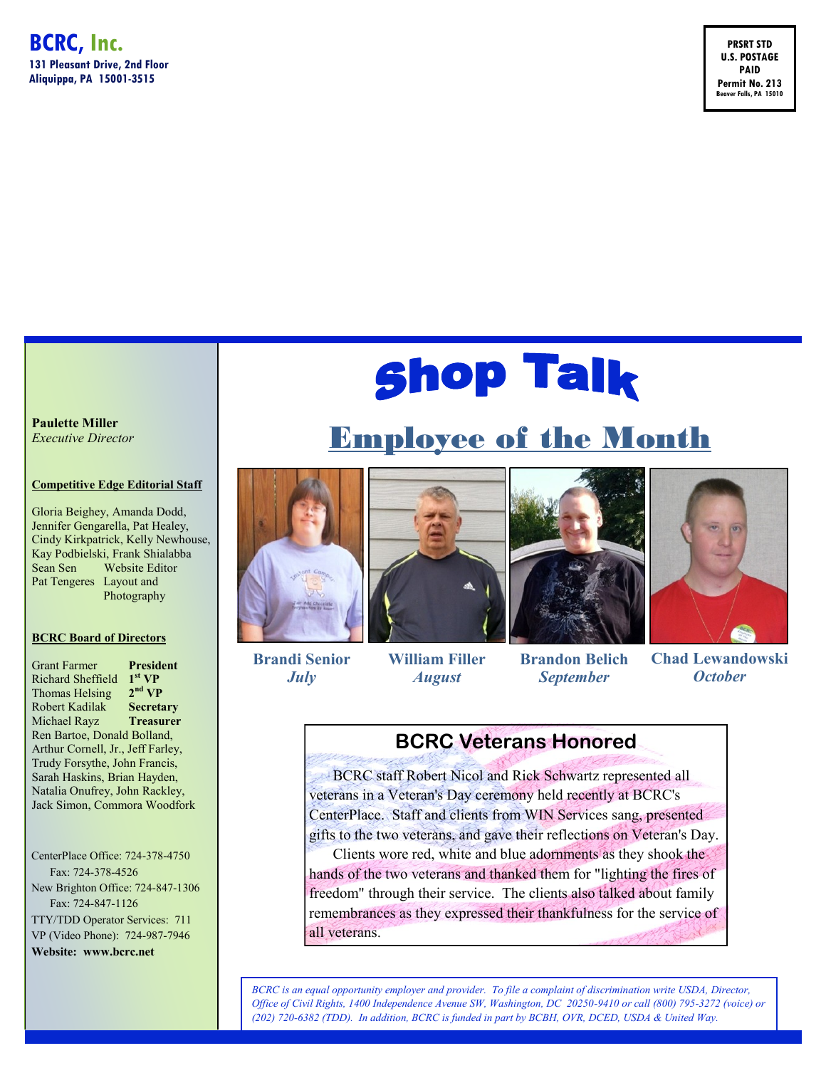**BCRC, Inc.**
**131 Pleasant Drive, 2nd Floor**
**Aliquippa, PA 15001-3515**

PRSRT STD
U.S. POSTAGE
PAID
Permit No. 213
Beaver Falls, PA 15010

**Paulette Miller**
*Executive Director*

**Competitive Edge Editorial Staff**

Gloria Beighey, Amanda Dodd, Jennifer Gengarella, Pat Healey, Cindy Kirkpatrick, Kelly Newhouse, Kay Podbielski, Frank Shialabba
Sean Sen — Website Editor
Pat Tengeres — Layout and Photography

**BCRC Board of Directors**

Grant Farmer — **President**
Richard Sheffield — **1st VP**
Thomas Helsing — **2nd VP**
Robert Kadilak — **Secretary**
Michael Rayz — **Treasurer**
Ren Bartoe, Donald Bolland, Arthur Cornell, Jr., Jeff Farley, Trudy Forsythe, John Francis, Sarah Haskins, Brian Hayden, Natalia Onufrey, John Rackley, Jack Simon, Commora Woodfork

CenterPlace Office: 724-378-4750
Fax: 724-378-4526
New Brighton Office: 724-847-1306
Fax: 724-847-1126
TTY/TDD Operator Services: 711
VP (Video Phone): 724-987-7946
**Website: www.bcrc.net**

# Shop Talk

## Employee of the Month

**Brandi Senior** *July*

**William Filler** *August*

**Brandon Belich** *September*

**Chad Lewandowski** *October*

### BCRC Veterans Honored

BCRC staff Robert Nicol and Rick Schwartz represented all veterans in a Veteran's Day ceremony held recently at BCRC's CenterPlace. Staff and clients from WIN Services sang, presented gifts to the two veterans, and gave their reflections on Veteran's Day.

Clients wore red, white and blue adornments as they shook the hands of the two veterans and thanked them for "lighting the fires of freedom" through their service. The clients also talked about family remembrances as they expressed their thankfulness for the service of all veterans.

*BCRC is an equal opportunity employer and provider. To file a complaint of discrimination write USDA, Director, Office of Civil Rights, 1400 Independence Avenue SW, Washington, DC 20250-9410 or call (800) 795-3272 (voice) or (202) 720-6382 (TDD). In addition, BCRC is funded in part by BCBH, OVR, DCED, USDA & United Way.*